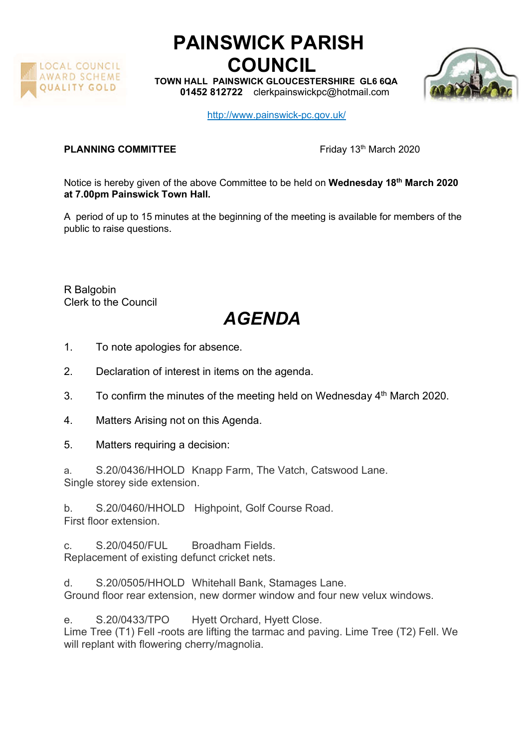# PAINSWICK PARISH COUNCIL

**TOWN HALL PAINSWICK GLOUCESTERSHIRE GL6 6QA**
**01452 812722** clerkpainswickpc@hotmail.com

http://www.painswick-pc.gov.uk/

**PLANNING COMMITTEE** Friday 13th March 2020

Notice is hereby given of the above Committee to be held on **Wednesday 18th March 2020 at 7.00pm Painswick Town Hall.**

A period of up to 15 minutes at the beginning of the meeting is available for members of the public to raise questions.

R Balgobin
Clerk to the Council

## *AGENDA*

1. To note apologies for absence.
2. Declaration of interest in items on the agenda.
3. To confirm the minutes of the meeting held on Wednesday 4th March 2020.
4. Matters Arising not on this Agenda.
5. Matters requiring a decision:

a. S.20/0436/HHOLD Knapp Farm, The Vatch, Catswood Lane.
Single storey side extension.

b. S.20/0460/HHOLD Highpoint, Golf Course Road.
First floor extension.

c. S.20/0450/FUL Broadham Fields.
Replacement of existing defunct cricket nets.

d. S.20/0505/HHOLD Whitehall Bank, Stamages Lane.
Ground floor rear extension, new dormer window and four new velux windows.

e. S.20/0433/TPO Hyett Orchard, Hyett Close.
Lime Tree (T1) Fell -roots are lifting the tarmac and paving. Lime Tree (T2) Fell. We will replant with flowering cherry/magnolia.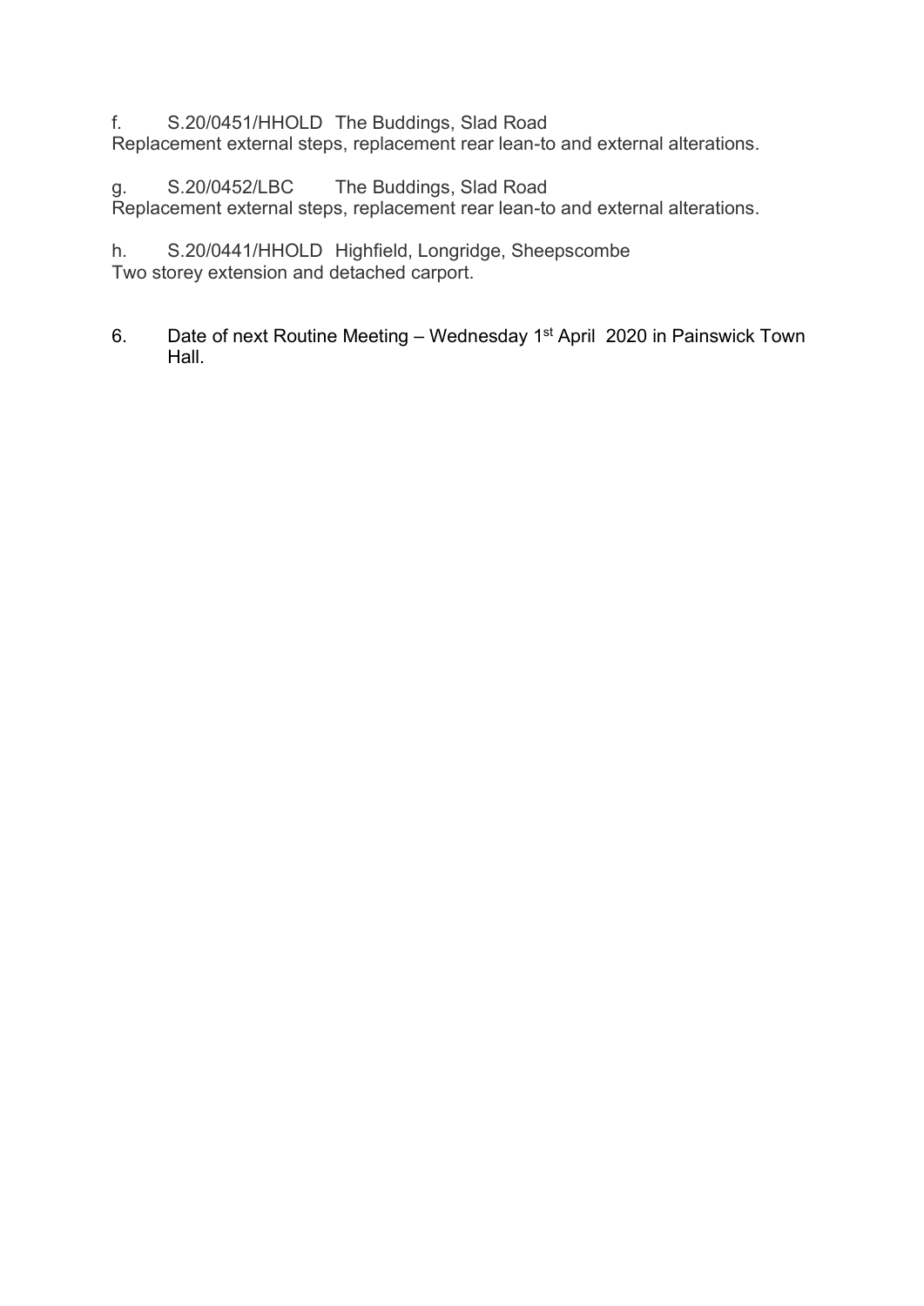f. S.20/0451/HHOLD The Buddings, Slad Road
Replacement external steps, replacement rear lean-to and external alterations.

g. S.20/0452/LBC The Buddings, Slad Road
Replacement external steps, replacement rear lean-to and external alterations.

h. S.20/0441/HHOLD Highfield, Longridge, Sheepscombe
Two storey extension and detached carport.

6. Date of next Routine Meeting – Wednesday 1st April 2020 in Painswick Town Hall.